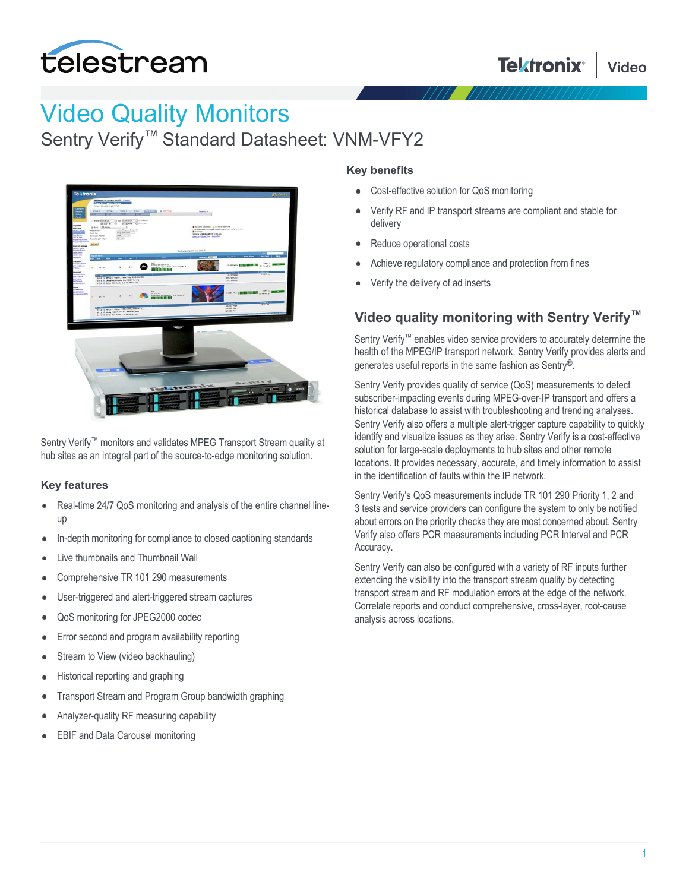# Video Quality Monitors

## Sentry Verify™ Standard Datasheet: VNM-VFY2

Sentry Verify™ monitors and validates MPEG Transport Stream quality at hub sites as an integral part of the source-to-edge monitoring solution.

### Key features

- Real-time 24/7 QoS monitoring and analysis of the entire channel line-up
- In-depth monitoring for compliance to closed captioning standards
- Live thumbnails and Thumbnail Wall
- Comprehensive TR 101 290 measurements
- User-triggered and alert-triggered stream captures
- QoS monitoring for JPEG2000 codec
- Error second and program availability reporting
- Stream to View (video backhauling)
- Historical reporting and graphing
- Transport Stream and Program Group bandwidth graphing
- Analyzer-quality RF measuring capability
- EBIF and Data Carousel monitoring

### Key benefits

- Cost-effective solution for QoS monitoring
- Verify RF and IP transport streams are compliant and stable for delivery
- Reduce operational costs
- Achieve regulatory compliance and protection from fines
- Verify the delivery of ad inserts

## Video quality monitoring with Sentry Verify™

Sentry Verify™ enables video service providers to accurately determine the health of the MPEG/IP transport network. Sentry Verify provides alerts and generates useful reports in the same fashion as Sentry®.

Sentry Verify provides quality of service (QoS) measurements to detect subscriber-impacting events during MPEG-over-IP transport and offers a historical database to assist with troubleshooting and trending analyses. Sentry Verify also offers a multiple alert-trigger capture capability to quickly identify and visualize issues as they arise. Sentry Verify is a cost-effective solution for large-scale deployments to hub sites and other remote locations. It provides necessary, accurate, and timely information to assist in the identification of faults within the IP network.

Sentry Verify's QoS measurements include TR 101 290 Priority 1, 2 and 3 tests and service providers can configure the system to only be notified about errors on the priority checks they are most concerned about. Sentry Verify also offers PCR measurements including PCR Interval and PCR Accuracy.

Sentry Verify can also be configured with a variety of RF inputs further extending the visibility into the transport stream quality by detecting transport stream and RF modulation errors at the edge of the network. Correlate reports and conduct comprehensive, cross-layer, root-cause analysis across locations.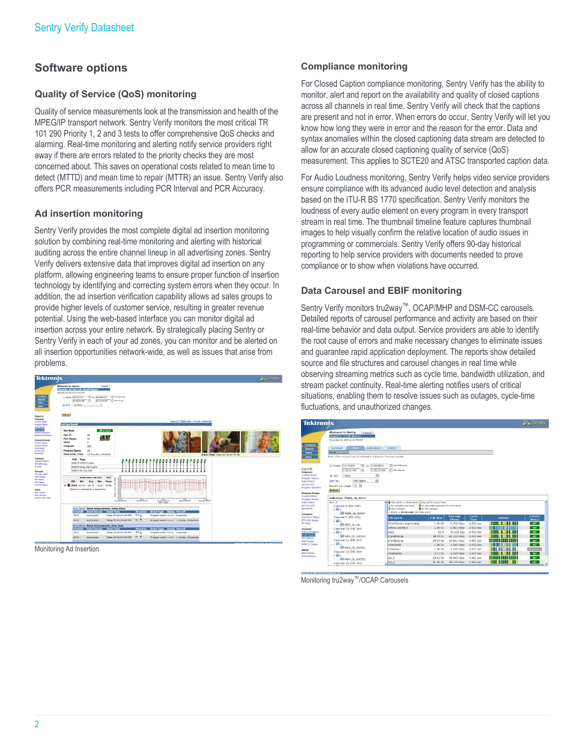## Software options

### Quality of Service (QoS) monitoring

Quality of service measurements look at the transmission and health of the MPEG/IP transport network. Sentry Verify monitors the most critical TR 101 290 Priority 1, 2 and 3 tests to offer comprehensive QoS checks and alarming. Real-time monitoring and alerting notify service providers right away if there are errors related to the priority checks they are most concerned about. This saves on operational costs related to mean time to detect (MTTD) and mean time to repair (MTTR) an issue. Sentry Verify also offers PCR measurements including PCR Interval and PCR Accuracy.

### Ad insertion monitoring

Sentry Verify provides the most complete digital ad insertion monitoring solution by combining real-time monitoring and alerting with historical auditing across the entire channel lineup in all advertising zones. Sentry Verify delivers extensive data that improves digital ad insertion on any platform, allowing engineering teams to ensure proper function of insertion technology by identifying and correcting system errors when they occur. In addition, the ad insertion verification capability allows ad sales groups to provide higher levels of customer service, resulting in greater revenue potential. Using the web-based interface you can monitor digital ad insertion across your entire network. By strategically placing Sentry or Sentry Verify in each of your ad zones, you can monitor and be alerted on all insertion opportunities network-wide, as well as issues that arise from problems.

Monitoring Ad Insertion

### Compliance monitoring

For Closed Caption compliance monitoring, Sentry Verify has the ability to monitor, alert and report on the availability and quality of closed captions across all channels in real time. Sentry Verify will check that the captions are present and not in error. When errors do occur, Sentry Verify will let you know how long they were in error and the reason for the error. Data and syntax anomalies within the closed captioning data stream are detected to allow for an accurate closed captioning quality of service (QoS) measurement. This applies to SCTE20 and ATSC transported caption data.

For Audio Loudness monitoring, Sentry Verify helps video service providers ensure compliance with its advanced audio level detection and analysis based on the ITU-R BS 1770 specification. Sentry Verify monitors the loudness of every audio element on every program in every transport stream in real time. The thumbnail timeline feature captures thumbnail images to help visually confirm the relative location of audio issues in programming or commercials. Sentry Verify offers 90-day historical reporting to help service providers with documents needed to prove compliance or to show when violations have occurred.

### Data Carousel and EBIF monitoring

Sentry Verify monitors tru2way™, OCAP/MHP and DSM-CC carousels. Detailed reports of carousel performance and activity are based on their real-time behavior and data output. Service providers are able to identify the root cause of errors and make necessary changes to eliminate issues and guarantee rapid application deployment. The reports show detailed source and file structures and carousel changes in real time while observing streaming metrics such as cycle time, bandwidth utilization, and stream packet continuity. Real-time alerting notifies users of critical situations, enabling them to resolve issues such as outages, cycle-time fluctuations, and unauthorized changes.

Monitoring tru2way™/OCAP Carousels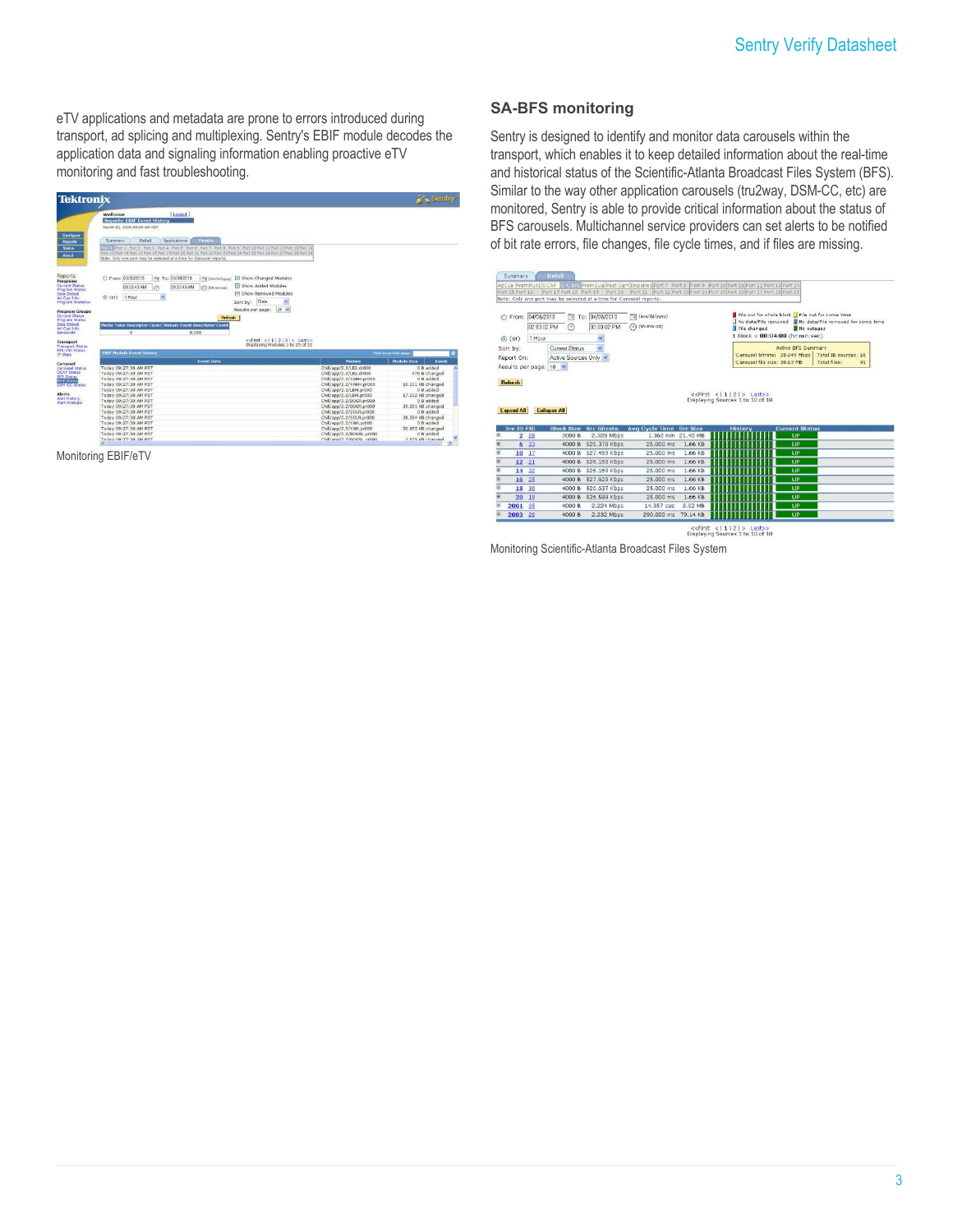eTV applications and metadata are prone to errors introduced during transport, ad splicing and multiplexing. Sentry's EBIF module decodes the application data and signaling information enabling proactive eTV monitoring and fast troubleshooting.

Monitoring EBIF/eTV

## SA-BFS monitoring

Sentry is designed to identify and monitor data carousels within the transport, which enables it to keep detailed information about the real-time and historical status of the Scientific-Atlanta Broadcast Files System (BFS). Similar to the way other application carousels (tru2way, DSM-CC, etc) are monitored, Sentry is able to provide critical information about the status of BFS carousels. Multichannel service providers can set alerts to be notified of bit rate errors, file changes, file cycle times, and if files are missing.

Monitoring Scientific-Atlanta Broadcast Files System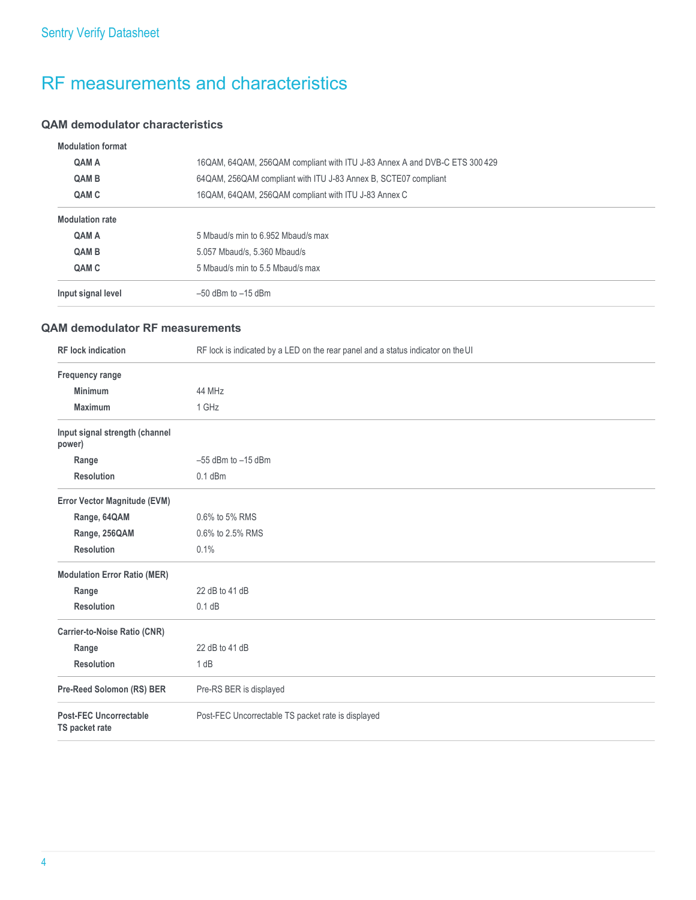# RF measurements and characteristics

## QAM demodulator characteristics

| | |
|---|---|
| **Modulation format** | |
| **QAM A** | 16QAM, 64QAM, 256QAM compliant with ITU J-83 Annex A and DVB-C ETS 300 429 |
| **QAM B** | 64QAM, 256QAM compliant with ITU J-83 Annex B, SCTE07 compliant |
| **QAM C** | 16QAM, 64QAM, 256QAM compliant with ITU J-83 Annex C |
| **Modulation rate** | |
| **QAM A** | 5 Mbaud/s min to 6.952 Mbaud/s max |
| **QAM B** | 5.057 Mbaud/s, 5.360 Mbaud/s |
| **QAM C** | 5 Mbaud/s min to 5.5 Mbaud/s max |
| **Input signal level** | –50 dBm to –15 dBm |

## QAM demodulator RF measurements

| | |
|---|---|
| **RF lock indication** | RF lock is indicated by a LED on the rear panel and a status indicator on the UI |
| **Frequency range** | |
| **Minimum** | 44 MHz |
| **Maximum** | 1 GHz |
| **Input signal strength (channel power)** | |
| **Range** | –55 dBm to –15 dBm |
| **Resolution** | 0.1 dBm |
| **Error Vector Magnitude (EVM)** | |
| **Range, 64QAM** | 0.6% to 5% RMS |
| **Range, 256QAM** | 0.6% to 2.5% RMS |
| **Resolution** | 0.1% |
| **Modulation Error Ratio (MER)** | |
| **Range** | 22 dB to 41 dB |
| **Resolution** | 0.1 dB |
| **Carrier-to-Noise Ratio (CNR)** | |
| **Range** | 22 dB to 41 dB |
| **Resolution** | 1 dB |
| **Pre-Reed Solomon (RS) BER** | Pre-RS BER is displayed |
| **Post-FEC Uncorrectable TS packet rate** | Post-FEC Uncorrectable TS packet rate is displayed |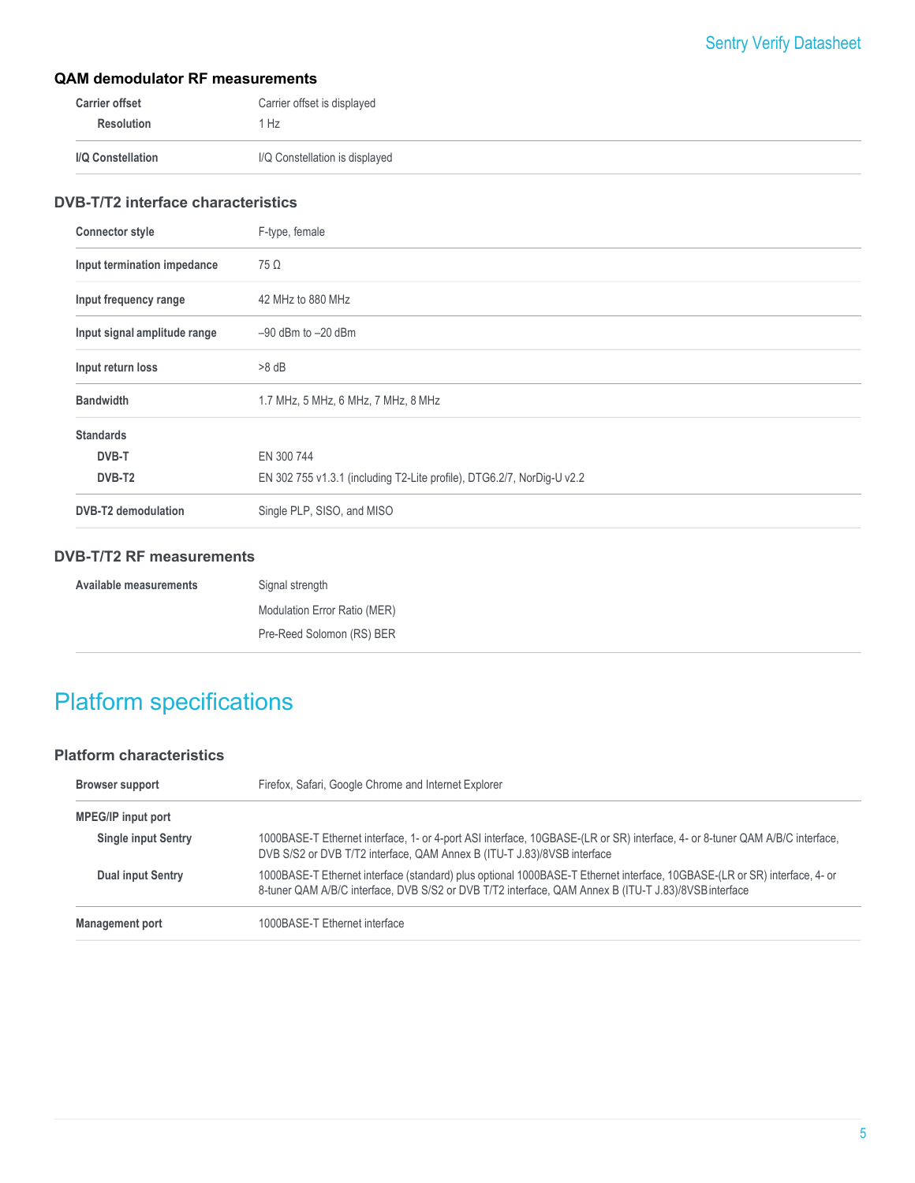### QAM demodulator RF measurements

| | |
|---|---|
| **Carrier offset** | Carrier offset is displayed |
| **Resolution** | 1 Hz |
| **I/Q Constellation** | I/Q Constellation is displayed |

### DVB-T/T2 interface characteristics

| | |
|---|---|
| **Connector style** | F-type, female |
| **Input termination impedance** | 75 Ω |
| **Input frequency range** | 42 MHz to 880 MHz |
| **Input signal amplitude range** | –90 dBm to –20 dBm |
| **Input return loss** | >8 dB |
| **Bandwidth** | 1.7 MHz, 5 MHz, 6 MHz, 7 MHz, 8 MHz |
| **Standards** | |
| **DVB-T** | EN 300 744 |
| **DVB-T2** | EN 302 755 v1.3.1 (including T2-Lite profile), DTG6.2/7, NorDig-U v2.2 |
| **DVB-T2 demodulation** | Single PLP, SISO, and MISO |

### DVB-T/T2 RF measurements

| | |
|---|---|
| **Available measurements** | Signal strength |
| | Modulation Error Ratio (MER) |
| | Pre-Reed Solomon (RS) BER |

## Platform specifications

### Platform characteristics

| | |
|---|---|
| **Browser support** | Firefox, Safari, Google Chrome and Internet Explorer |
| **MPEG/IP input port** | |
| **Single input Sentry** | 1000BASE-T Ethernet interface, 1- or 4-port ASI interface, 10GBASE-(LR or SR) interface, 4- or 8-tuner QAM A/B/C interface, DVB S/S2 or DVB T/T2 interface, QAM Annex B (ITU-T J.83)/8VSB interface |
| **Dual input Sentry** | 1000BASE-T Ethernet interface (standard) plus optional 1000BASE-T Ethernet interface, 10GBASE-(LR or SR) interface, 4- or 8-tuner QAM A/B/C interface, DVB S/S2 or DVB T/T2 interface, QAM Annex B (ITU-T J.83)/8VSB interface |
| **Management port** | 1000BASE-T Ethernet interface |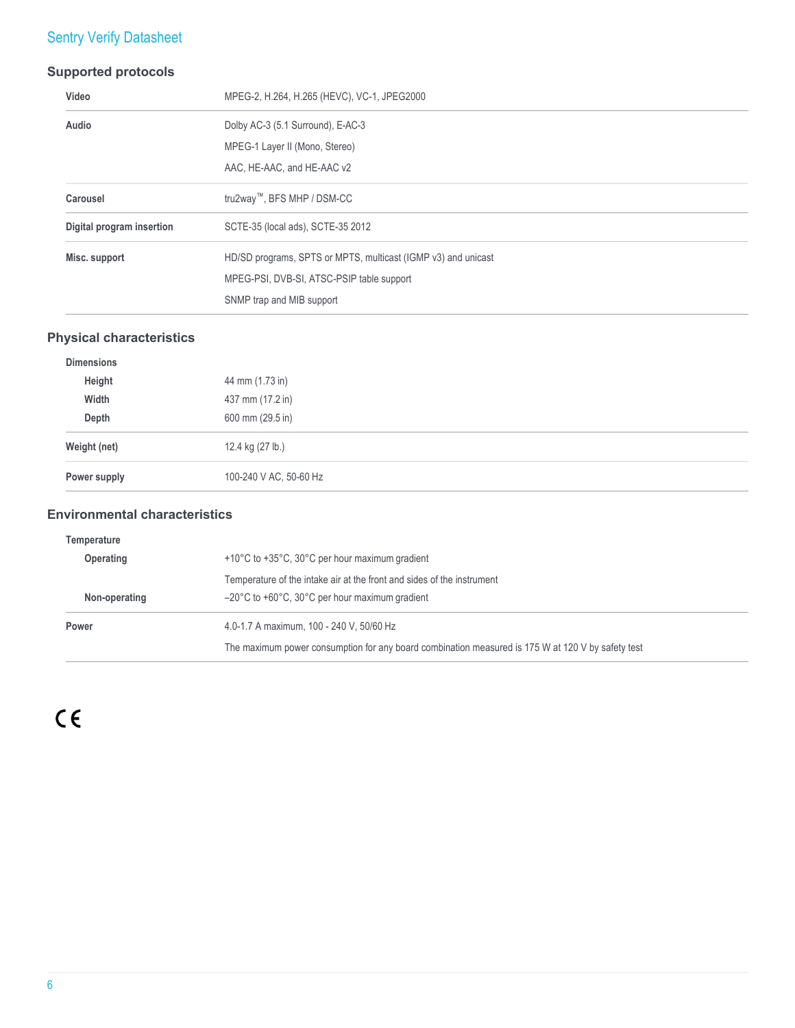## Supported protocols

| | |
|---|---|
| **Video** | MPEG-2, H.264, H.265 (HEVC), VC-1, JPEG2000 |
| **Audio** | Dolby AC-3 (5.1 Surround), E-AC-3<br>MPEG-1 Layer II (Mono, Stereo)<br>AAC, HE-AAC, and HE-AAC v2 |
| **Carousel** | tru2way™, BFS MHP / DSM-CC |
| **Digital program insertion** | SCTE-35 (local ads), SCTE-35 2012 |
| **Misc. support** | HD/SD programs, SPTS or MPTS, multicast (IGMP v3) and unicast<br>MPEG-PSI, DVB-SI, ATSC-PSIP table support<br>SNMP trap and MIB support |

## Physical characteristics

| | |
|---|---|
| **Dimensions** | |
| **Height** | 44 mm (1.73 in) |
| **Width** | 437 mm (17.2 in) |
| **Depth** | 600 mm (29.5 in) |
| **Weight (net)** | 12.4 kg (27 lb.) |
| **Power supply** | 100-240 V AC, 50-60 Hz |

## Environmental characteristics

| | |
|---|---|
| **Temperature** | |
| **Operating** | +10°C to +35°C, 30°C per hour maximum gradient<br>Temperature of the intake air at the front and sides of the instrument |
| **Non-operating** | –20°C to +60°C, 30°C per hour maximum gradient |
| **Power** | 4.0-1.7 A maximum, 100 - 240 V, 50/60 Hz<br>The maximum power consumption for any board combination measured is 175 W at 120 V by safety test |

CE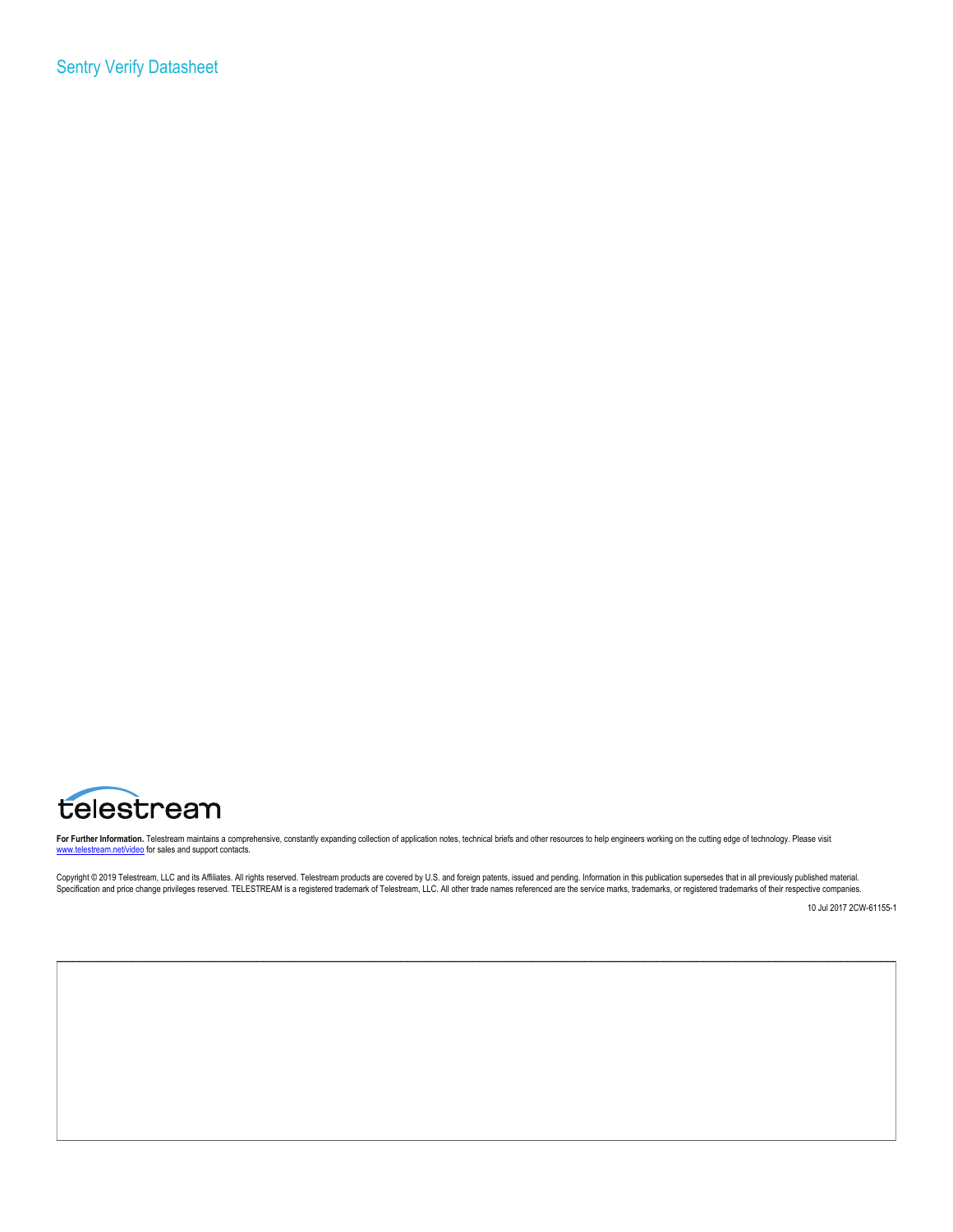telestream

**For Further Information.** Telestream maintains a comprehensive, constantly expanding collection of application notes, technical briefs and other resources to help engineers working on the cutting edge of technology. Please visit www.telestream.net/video for sales and support contacts.

Copyright © 2019 Telestream, LLC and its Affiliates. All rights reserved. Telestream products are covered by U.S. and foreign patents, issued and pending. Information in this publication supersedes that in all previously published material. Specification and price change privileges reserved. TELESTREAM is a registered trademark of Telestream, LLC. All other trade names referenced are the service marks, trademarks, or registered trademarks of their respective companies.

10 Jul 2017 2CW-61155-1